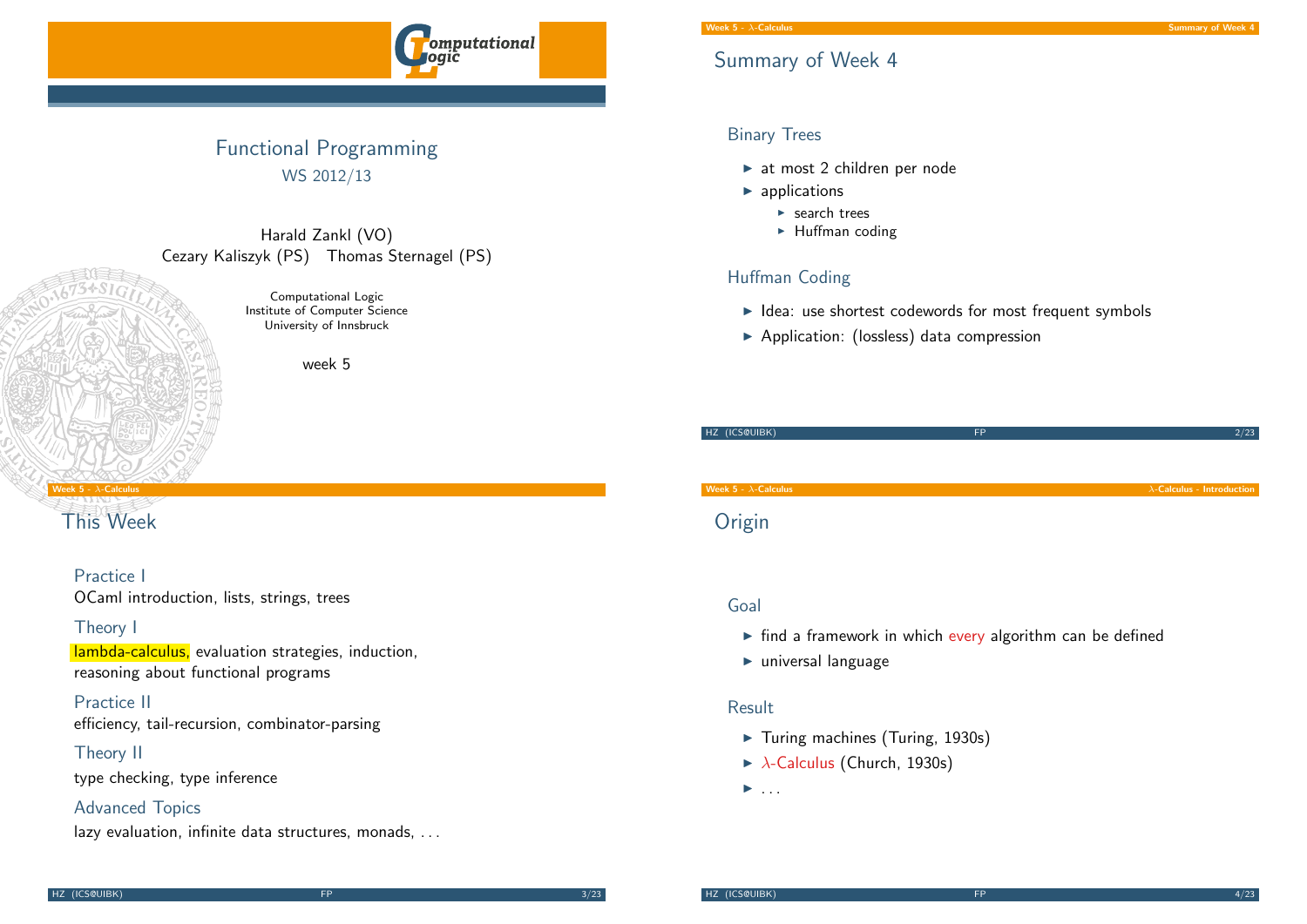# Functional Programming

WS 2012/13

Harald Zankl (VO)
Cezary Kaliszyk (PS) Thomas Sternagel (PS)

Computational Logic
Institute of Computer Science
University of Innsbruck

week 5

## Summary of Week 4

### Binary Trees

- at most 2 children per node
- applications
  - search trees
  - Huffman coding

### Huffman Coding

- Idea: use shortest codewords for most frequent symbols
- Application: (lossless) data compression

## This Week

### Practice I

OCaml introduction, lists, strings, trees

### Theory I

lambda-calculus, evaluation strategies, induction, reasoning about functional programs

### Practice II

efficiency, tail-recursion, combinator-parsing

### Theory II

type checking, type inference

### Advanced Topics

lazy evaluation, infinite data structures, monads, . . .

## Origin

### Goal

- find a framework in which every algorithm can be defined
- universal language

### Result

- Turing machines (Turing, 1930s)
- $\lambda$-Calculus (Church, 1930s)
- . . .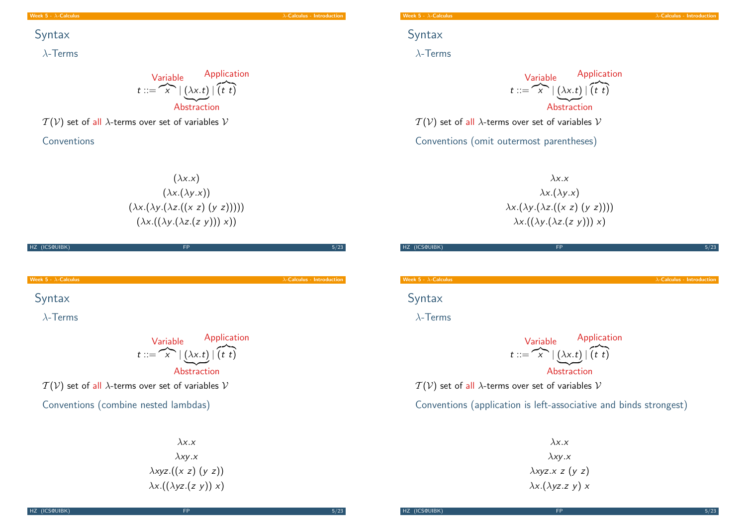## Syntax

### λ-Terms

$$t ::= \overbrace{x}^{\text{Variable}} \mid \underbrace{(\lambda x.t)}_{\text{Abstraction}} \mid \overbrace{(t\ t)}^{\text{Application}}$$

$\mathcal{T}(\mathcal{V})$ set of all λ-terms over set of variables $\mathcal{V}$

### Conventions

$$(\lambda x.x)$$
$$(\lambda x.(\lambda y.x))$$
$$(\lambda x.(\lambda y.(\lambda z.((x\ z)\ (y\ z)))))$$
$$(\lambda x.((\lambda y.(\lambda z.(z\ y)))\ x))$$

## Syntax

### λ-Terms

$$t ::= \overbrace{x}^{\text{Variable}} \mid \underbrace{(\lambda x.t)}_{\text{Abstraction}} \mid \overbrace{(t\ t)}^{\text{Application}}$$

$\mathcal{T}(\mathcal{V})$ set of all λ-terms over set of variables $\mathcal{V}$

### Conventions (omit outermost parentheses)

$$\lambda x.x$$
$$\lambda x.(\lambda y.x)$$
$$\lambda x.(\lambda y.(\lambda z.((x\ z)\ (y\ z))))$$
$$\lambda x.((\lambda y.(\lambda z.(z\ y)))\ x)$$

## Syntax

### λ-Terms

$$t ::= \overbrace{x}^{\text{Variable}} \mid \underbrace{(\lambda x.t)}_{\text{Abstraction}} \mid \overbrace{(t\ t)}^{\text{Application}}$$

$\mathcal{T}(\mathcal{V})$ set of all λ-terms over set of variables $\mathcal{V}$

### Conventions (combine nested lambdas)

$$\lambda x.x$$
$$\lambda xy.x$$
$$\lambda xyz.((x\ z)\ (y\ z))$$
$$\lambda x.((\lambda yz.(z\ y))\ x)$$

## Syntax

### λ-Terms

$$t ::= \overbrace{x}^{\text{Variable}} \mid \underbrace{(\lambda x.t)}_{\text{Abstraction}} \mid \overbrace{(t\ t)}^{\text{Application}}$$

$\mathcal{T}(\mathcal{V})$ set of all λ-terms over set of variables $\mathcal{V}$

### Conventions (application is left-associative and binds strongest)

$$\lambda x.x$$
$$\lambda xy.x$$
$$\lambda xyz.x\ z\ (y\ z)$$
$$\lambda x.(\lambda yz.z\ y)\ x$$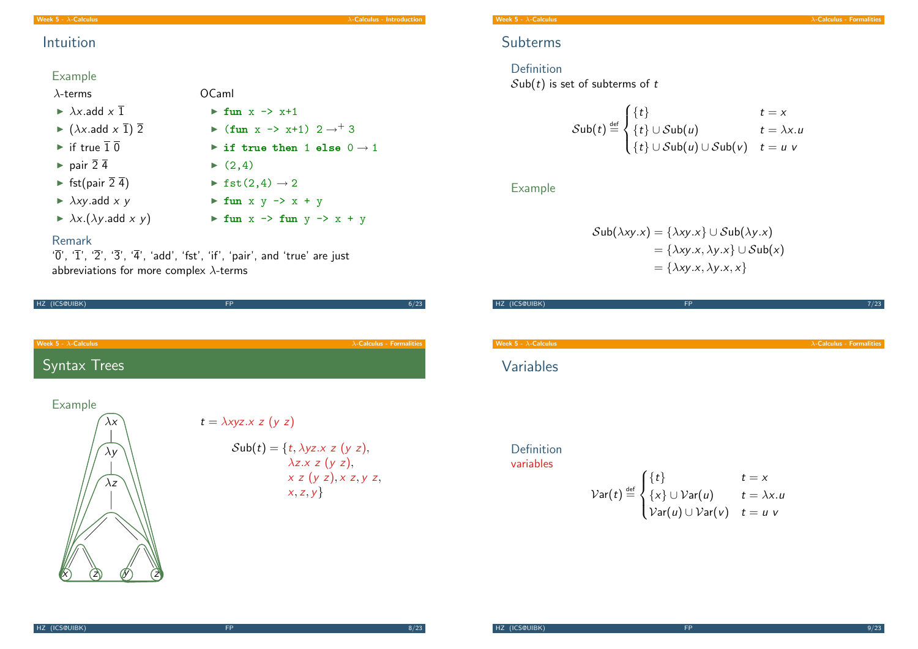## Intuition

### Example

| λ-terms | OCaml |
|---|---|
| $\lambda x.\mathsf{add}\ x\ \overline{1}$ | `fun x -> x+1` |
| $(\lambda x.\mathsf{add}\ x\ \overline{1})\ \overline{2}$ | `(fun x -> x+1) 2` $\to^+$ `3` |
| $\mathsf{if\ true}\ \overline{1}\ \overline{0}$ | `if true then 1 else 0` $\to$ `1` |
| $\mathsf{pair}\ \overline{2}\ \overline{4}$ | `(2,4)` |
| $\mathsf{fst}(\mathsf{pair}\ \overline{2}\ \overline{4})$ | `fst(2,4)` $\to$ `2` |
| $\lambda xy.\mathsf{add}\ x\ y$ | `fun x y -> x + y` |
| $\lambda x.(\lambda y.\mathsf{add}\ x\ y)$ | `fun x -> fun y -> x + y` |

### Remark

'$\overline{0}$', '$\overline{1}$', '$\overline{2}$', '$\overline{3}$', '$\overline{4}$', 'add', 'fst', 'if', 'pair', and 'true' are just abbreviations for more complex λ-terms

## Subterms

### Definition

$\mathcal{S}\mathsf{ub}(t)$ is set of subterms of $t$

$$\mathcal{S}\mathsf{ub}(t) \stackrel{\text{def}}{=} \begin{cases} \{t\} & t = x \\ \{t\} \cup \mathcal{S}\mathsf{ub}(u) & t = \lambda x.u \\ \{t\} \cup \mathcal{S}\mathsf{ub}(u) \cup \mathcal{S}\mathsf{ub}(v) & t = u\ v \end{cases}$$

### Example

$$\begin{aligned} \mathcal{S}\mathsf{ub}(\lambda xy.x) &= \{\lambda xy.x\} \cup \mathcal{S}\mathsf{ub}(\lambda y.x) \\ &= \{\lambda xy.x, \lambda y.x\} \cup \mathcal{S}\mathsf{ub}(x) \\ &= \{\lambda xy.x, \lambda y.x, x\} \end{aligned}$$

## Syntax Trees

### Example

$t = \lambda xyz.x\ z\ (y\ z)$

$$\mathcal{S}\mathsf{ub}(t) = \{t, \lambda yz.x\ z\ (y\ z), \lambda z.x\ z\ (y\ z), x\ z\ (y\ z), x\ z, y\ z, x, z, y\}$$

## Variables

### Definition

variables

$$\mathcal{V}\mathsf{ar}(t) \stackrel{\text{def}}{=} \begin{cases} \{t\} & t = x \\ \{x\} \cup \mathcal{V}\mathsf{ar}(u) & t = \lambda x.u \\ \mathcal{V}\mathsf{ar}(u) \cup \mathcal{V}\mathsf{ar}(v) & t = u\ v \end{cases}$$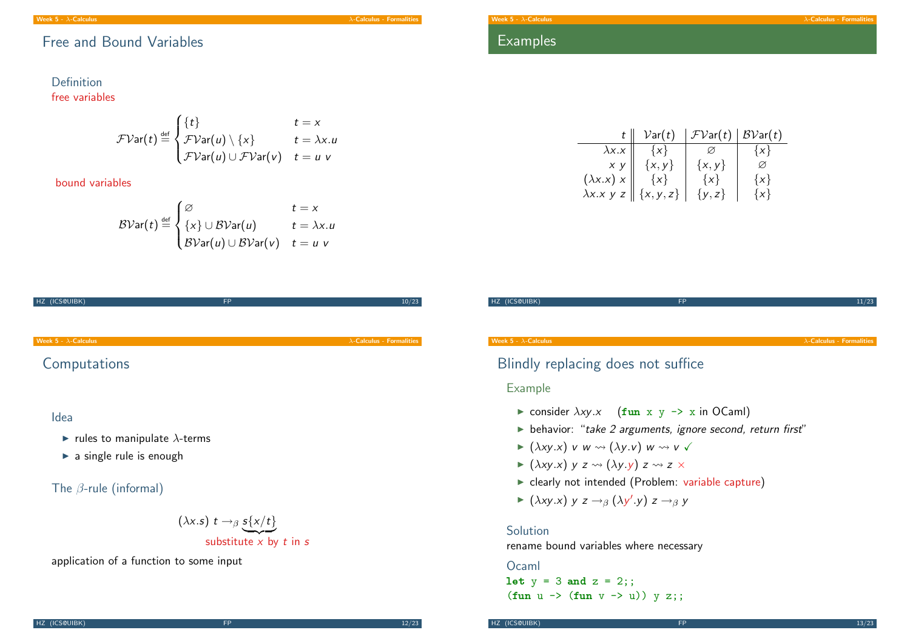## Free and Bound Variables

### Definition

free variables

$$\mathcal{FV}\mathsf{ar}(t) \stackrel{\text{def}}{=} \begin{cases} \{t\} & t = x \\ \mathcal{FV}\mathsf{ar}(u) \setminus \{x\} & t = \lambda x.u \\ \mathcal{FV}\mathsf{ar}(u) \cup \mathcal{FV}\mathsf{ar}(v) & t = u\ v \end{cases}$$

bound variables

$$\mathcal{BV}\mathsf{ar}(t) \stackrel{\text{def}}{=} \begin{cases} \varnothing & t = x \\ \{x\} \cup \mathcal{BV}\mathsf{ar}(u) & t = \lambda x.u \\ \mathcal{BV}\mathsf{ar}(u) \cup \mathcal{BV}\mathsf{ar}(v) & t = u\ v \end{cases}$$

## Examples

| $t$ | $\mathcal{V}\mathsf{ar}(t)$ | $\mathcal{FV}\mathsf{ar}(t)$ | $\mathcal{BV}\mathsf{ar}(t)$ |
|---|---|---|---|
| $\lambda x.x$ | $\{x\}$ | $\varnothing$ | $\{x\}$ |
| $x\ y$ | $\{x, y\}$ | $\{x, y\}$ | $\varnothing$ |
| $(\lambda x.x)\ x$ | $\{x\}$ | $\{x\}$ | $\{x\}$ |
| $\lambda x.x\ y\ z$ | $\{x, y, z\}$ | $\{y, z\}$ | $\{x\}$ |

## Computations

### Idea

- rules to manipulate $\lambda$-terms
- a single rule is enough

### The $\beta$-rule (informal)

$$(\lambda x.s)\ t \rightarrow_\beta \underbrace{s\{x/t\}}_{\text{substitute } x \text{ by } t \text{ in } s}$$

application of a function to some input

## Blindly replacing does not suffice

### Example

- consider $\lambda xy.x$ (`fun x y -> x` in OCaml)
- behavior: "*take 2 arguments, ignore second, return first*"
- $(\lambda xy.x)\ v\ w \rightsquigarrow (\lambda y.v)\ w \rightsquigarrow v$ ✓
- $(\lambda xy.x)\ y\ z \rightsquigarrow (\lambda y.y)\ z \rightsquigarrow z$ ×
- clearly not intended (Problem: variable capture)
- $(\lambda xy.x)\ y\ z \rightarrow_\beta (\lambda y'.y)\ z \rightarrow_\beta y$

### Solution

rename bound variables where necessary

### Ocaml

```
let y = 3 and z = 2;;
(fun u -> (fun v -> u)) y z;;
```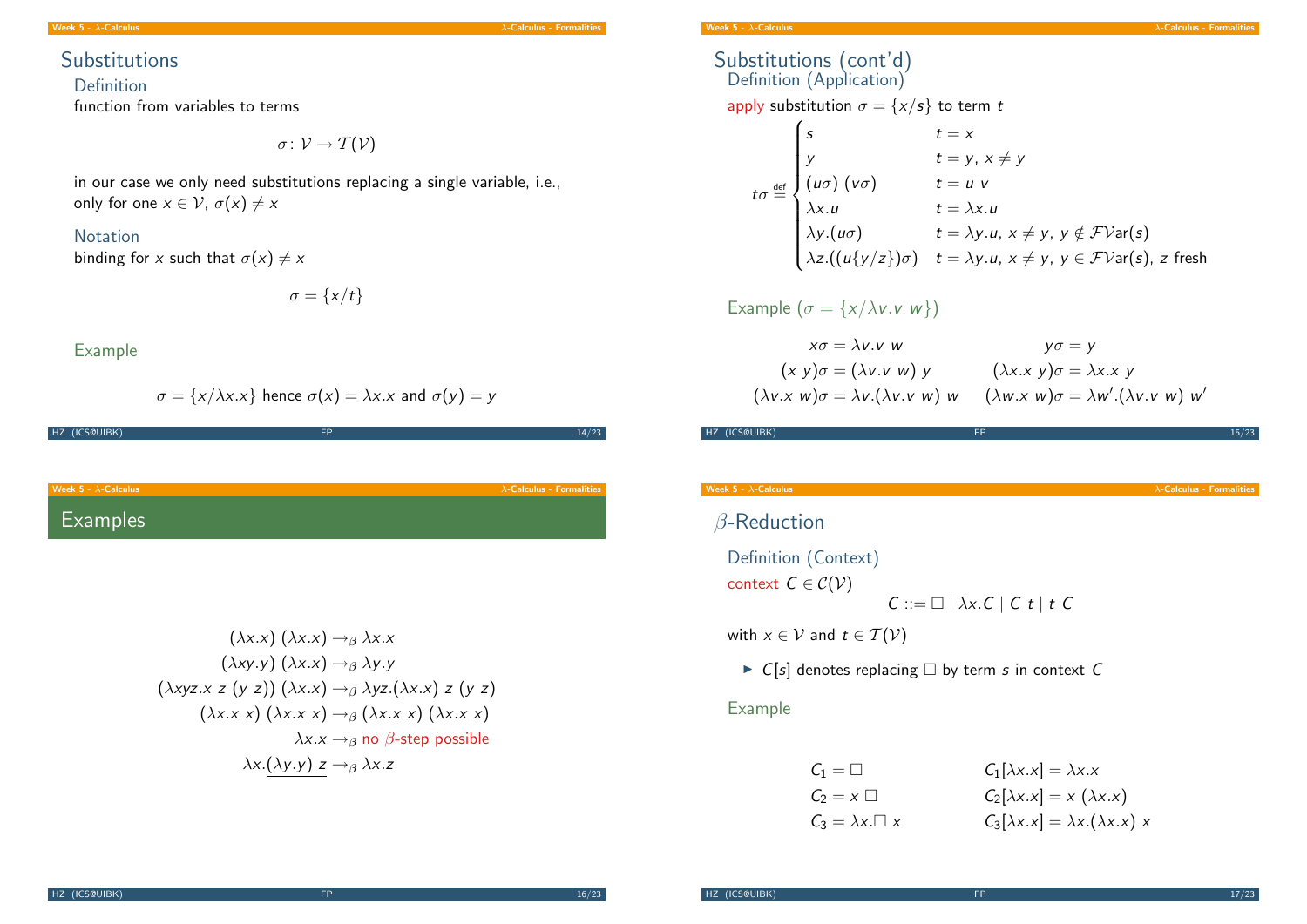## Substitutions

### Definition

function from variables to terms

$$\sigma \colon \mathcal{V} \to \mathcal{T}(\mathcal{V})$$

in our case we only need substitutions replacing a single variable, i.e., only for one $x \in \mathcal{V}$, $\sigma(x) \neq x$

### Notation

binding for $x$ such that $\sigma(x) \neq x$

$$\sigma = \{x/t\}$$

### Example

$$\sigma = \{x/\lambda x.x\} \text{ hence } \sigma(x) = \lambda x.x \text{ and } \sigma(y) = y$$

## Substitutions (cont'd)

### Definition (Application)

apply substitution $\sigma = \{x/s\}$ to term $t$

$$t\sigma \stackrel{\text{def}}{=} \begin{cases} s & t = x \\ y & t = y,\, x \neq y \\ (u\sigma)\ (v\sigma) & t = u\ v \\ \lambda x.u & t = \lambda x.u \\ \lambda y.(u\sigma) & t = \lambda y.u,\, x \neq y,\, y \notin \mathcal{FV}\mathsf{ar}(s) \\ \lambda z.((u\{y/z\})\sigma) & t = \lambda y.u,\, x \neq y,\, y \in \mathcal{FV}\mathsf{ar}(s),\, z \text{ fresh} \end{cases}$$

### Example ($\sigma = \{x/\lambda v.v\ w\}$)

$$x\sigma = \lambda v.v\ w \qquad y\sigma = y$$

$$(x\ y)\sigma = (\lambda v.v\ w)\ y \qquad (\lambda x.x\ y)\sigma = \lambda x.x\ y$$

$$(\lambda v.x\ w)\sigma = \lambda v.(\lambda v.v\ w)\ w \qquad (\lambda w.x\ w)\sigma = \lambda w'.(\lambda v.v\ w)\ w'$$

## Examples

$$(\lambda x.x)\ (\lambda x.x) \to_\beta \lambda x.x$$

$$(\lambda xy.y)\ (\lambda x.x) \to_\beta \lambda y.y$$

$$(\lambda xyz.x\ z\ (y\ z))\ (\lambda x.x) \to_\beta \lambda yz.(\lambda x.x)\ z\ (y\ z)$$

$$(\lambda x.x\ x)\ (\lambda x.x\ x) \to_\beta (\lambda x.x\ x)\ (\lambda x.x\ x)$$

$$\lambda x.x \to_\beta \text{no } \beta\text{-step possible}$$

$$\lambda x.\underline{(\lambda y.y)\ z} \to_\beta \lambda x.\underline{z}$$

## $\beta$-Reduction

### Definition (Context)

context $C \in \mathcal{C}(\mathcal{V})$

$$C ::= \square \mid \lambda x.C \mid C\ t \mid t\ C$$

with $x \in \mathcal{V}$ and $t \in \mathcal{T}(\mathcal{V})$

- $C[s]$ denotes replacing $\square$ by term $s$ in context $C$

### Example

$$C_1 = \square \qquad C_1[\lambda x.x] = \lambda x.x$$

$$C_2 = x\ \square \qquad C_2[\lambda x.x] = x\ (\lambda x.x)$$

$$C_3 = \lambda x.\square\ x \qquad C_3[\lambda x.x] = \lambda x.(\lambda x.x)\ x$$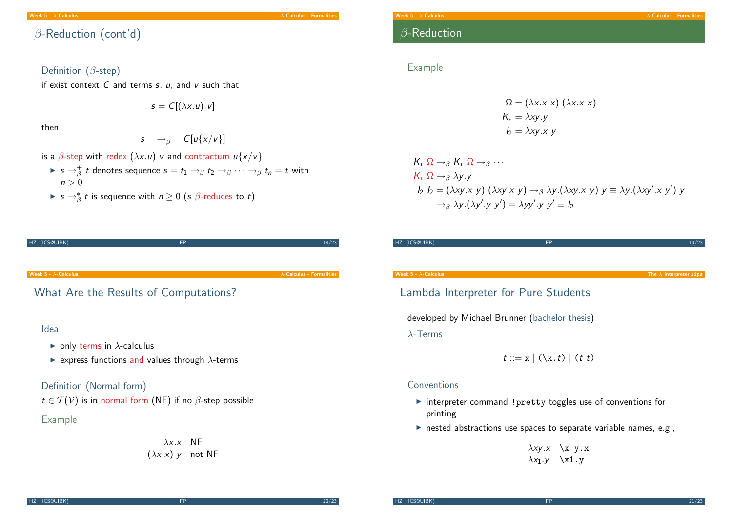## $\beta$-Reduction (cont'd)

### Definition ($\beta$-step)

if exist context $C$ and terms $s$, $u$, and $v$ such that

$$s = C[(\lambda x.u)\ v]$$

then

$$s \quad \to_\beta \quad C[u\{x/v\}]$$

is a $\beta$-step with redex $(\lambda x.u)\ v$ and contractum $u\{x/v\}$

- $s \to_\beta^+ t$ denotes sequence $s = t_1 \to_\beta t_2 \to_\beta \cdots \to_\beta t_n = t$ with $n > 0$
- $s \to_\beta^* t$ is sequence with $n \geq 0$ ($s$ $\beta$-reduces to $t$)

## $\beta$-Reduction

### Example

$$\Omega = (\lambda x.x\ x)\ (\lambda x.x\ x)$$
$$K_* = \lambda xy.y$$
$$I_2 = \lambda xy.x\ y$$

$$K_*\ \Omega \to_\beta K_*\ \Omega \to_\beta \cdots$$
$$K_*\ \Omega \to_\beta \lambda y.y$$
$$I_2\ I_2 = (\lambda xy.x\ y)\ (\lambda xy.x\ y) \to_\beta \lambda y.(\lambda xy.x\ y)\ y \equiv \lambda y.(\lambda xy'.x\ y')\ y$$
$$\to_\beta \lambda y.(\lambda y'.y\ y') = \lambda yy'.y\ y' \equiv I_2$$

## What Are the Results of Computations?

### Idea

- only terms in $\lambda$-calculus
- express functions and values through $\lambda$-terms

### Definition (Normal form)

$t \in \mathcal{T}(\mathcal{V})$ is in normal form (NF) if no $\beta$-step possible

### Example

| | |
|---|---|
| $\lambda x.x$ | NF |
| $(\lambda x.x)\ y$ | not NF |

## Lambda Interpreter for Pure Students

developed by Michael Brunner (bachelor thesis)

### $\lambda$-Terms

$$t ::= \texttt{x} \mid \texttt{(\textbackslash x.}t\texttt{)} \mid \texttt{(}t\ t\texttt{)}$$

### Conventions

- interpreter command `!pretty` toggles use of conventions for printing
- nested abstractions use spaces to separate variable names, e.g.,

| | |
|---|---|
| $\lambda xy.x$ | `\x y.x` |
| $\lambda x_1.y$ | `\x1.y` |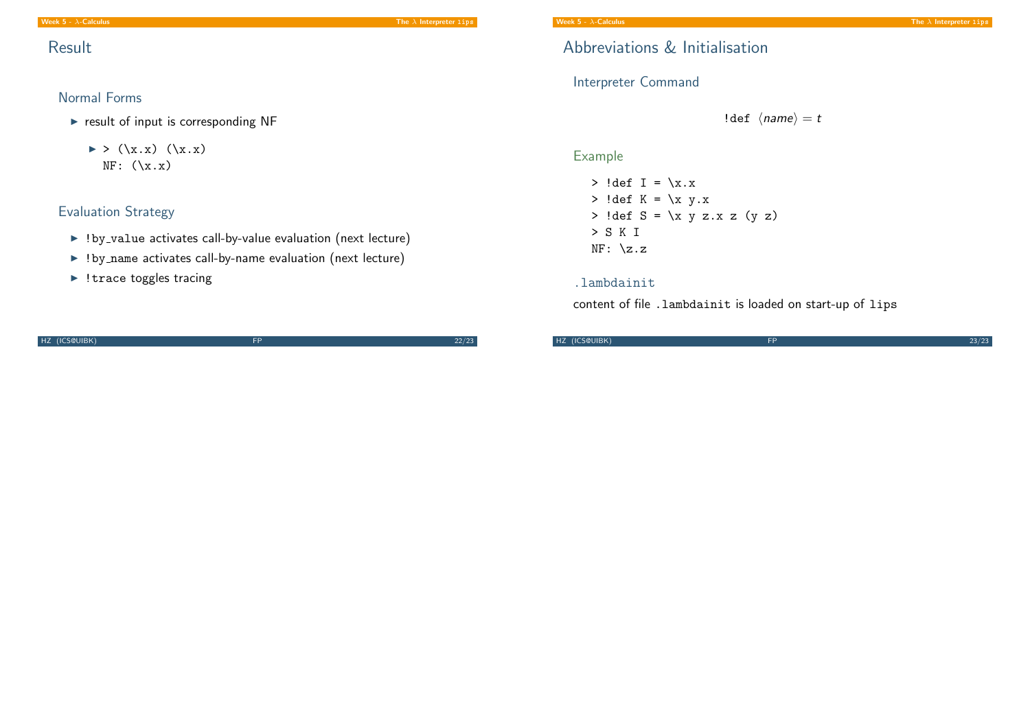## Result

### Normal Forms

- result of input is corresponding NF
  - ```
    > (\x.x) (\x.x)
    NF: (\x.x)
    ```

### Evaluation Strategy

- `!by_value` activates call-by-value evaluation (next lecture)
- `!by_name` activates call-by-name evaluation (next lecture)
- `!trace` toggles tracing

## Abbreviations & Initialisation

### Interpreter Command

`!def` $\langle name \rangle = t$

### Example

```
> !def I = \x.x
> !def K = \x y.x
> !def S = \x y z.x z (y z)
> S K I
NF: \z.z
```

### `.lambdainit`

content of file `.lambdainit` is loaded on start-up of `lips`